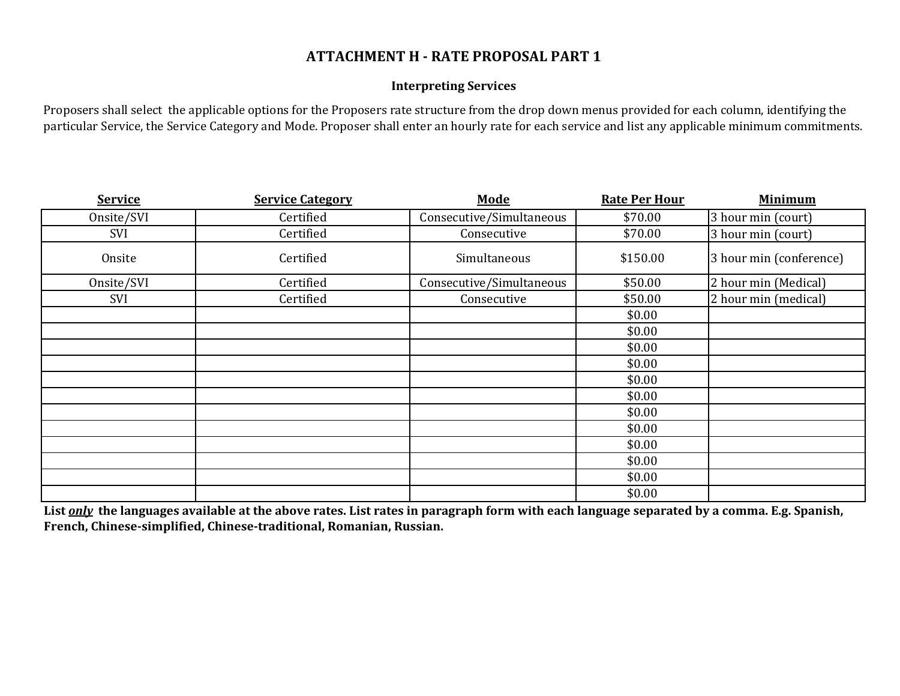# ATTACHMENT H - RATE PROPOSAL PART 1

## Interpreting Services

Proposers shall select the applicable options for the Proposers rate structure from the drop down menus provided for each column, identifying the particular Service, the Service Category and Mode. Proposer shall enter an hourly rate for each service and list any applicable minimum commitments.

| Service | Service Category | Mode | Rate Per Hour | Minimum |
|---|---|---|---|---|
| Onsite/SVI | Certified | Consecutive/Simultaneous | $70.00 | 3 hour min (court) |
| SVI | Certified | Consecutive | $70.00 | 3 hour min (court) |
| Onsite | Certified | Simultaneous | $150.00 | 3 hour min (conference) |
| Onsite/SVI | Certified | Consecutive/Simultaneous | $50.00 | 2 hour min (Medical) |
| SVI | Certified | Consecutive | $50.00 | 2 hour min (medical) |
| | | | $0.00 | |
| | | | $0.00 | |
| | | | $0.00 | |
| | | | $0.00 | |
| | | | $0.00 | |
| | | | $0.00 | |
| | | | $0.00 | |
| | | | $0.00 | |
| | | | $0.00 | |
| | | | $0.00 | |
| | | | $0.00 | |
| | | | $0.00 | |

**List *only* the languages available at the above rates. List rates in paragraph form with each language separated by a comma. E.g. Spanish, French, Chinese-simplified, Chinese-traditional, Romanian, Russian.**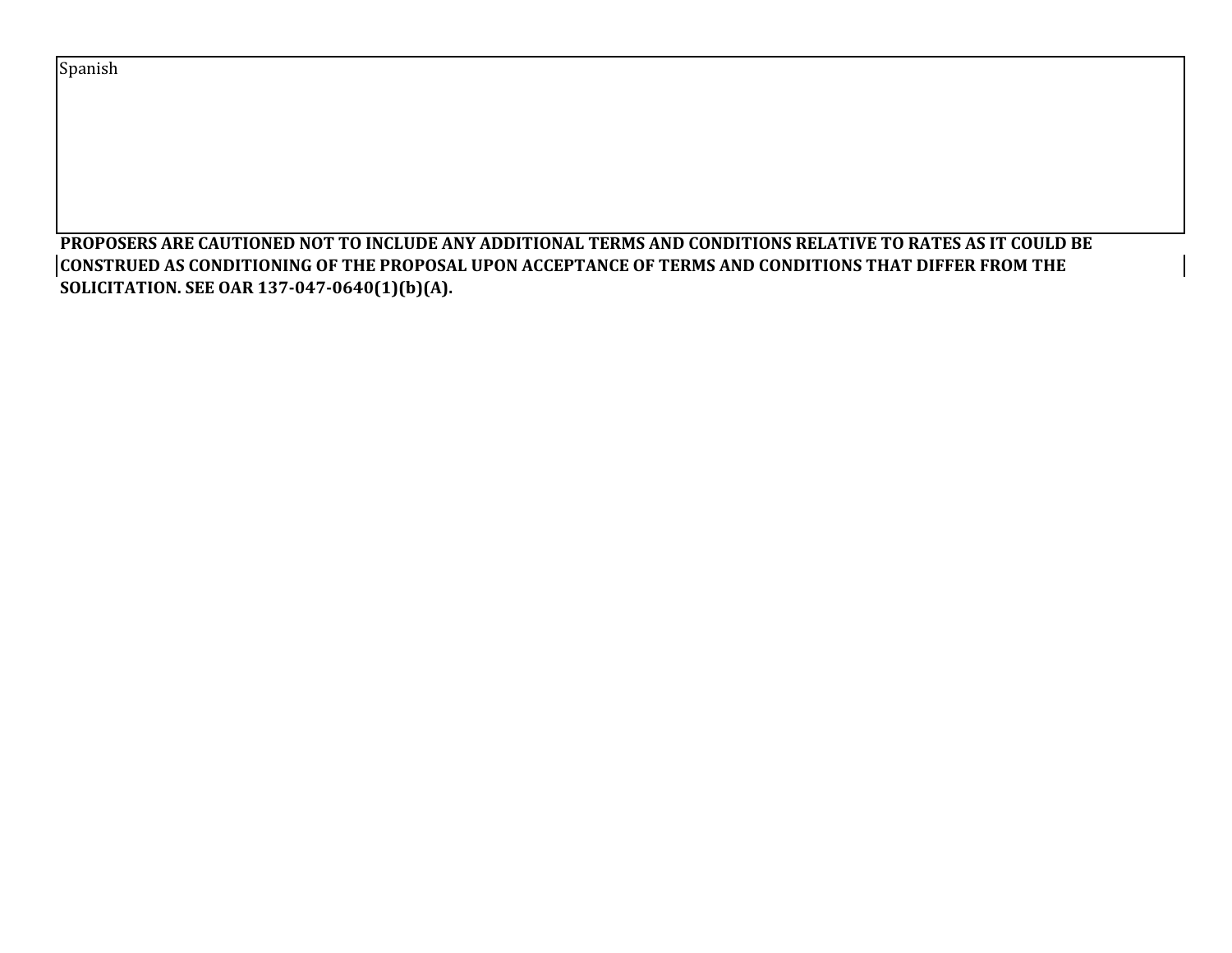| Spanish |
| --- |
| |

**PROPOSERS ARE CAUTIONED NOT TO INCLUDE ANY ADDITIONAL TERMS AND CONDITIONS RELATIVE TO RATES AS IT COULD BE CONSTRUED AS CONDITIONING OF THE PROPOSAL UPON ACCEPTANCE OF TERMS AND CONDITIONS THAT DIFFER FROM THE SOLICITATION. SEE OAR 137-047-0640(1)(b)(A).**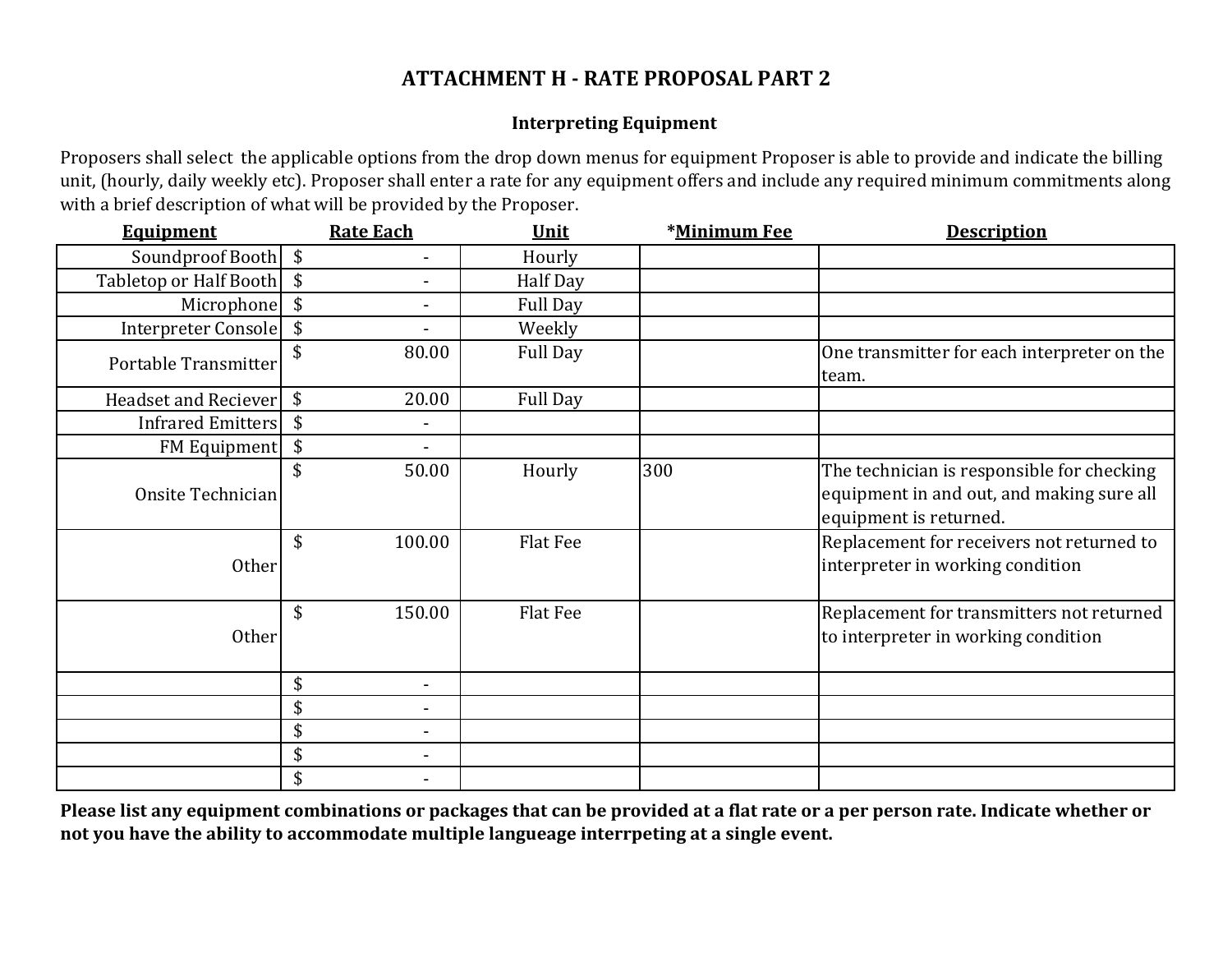# ATTACHMENT H - RATE PROPOSAL PART 2

### Interpreting Equipment

Proposers shall select the applicable options from the drop down menus for equipment Proposer is able to provide and indicate the billing unit, (hourly, daily weekly etc). Proposer shall enter a rate for any equipment offers and include any required minimum commitments along with a brief description of what will be provided by the Proposer.

| Equipment | Rate Each | Unit | *Minimum Fee | Description |
|---|---|---|---|---|
| Soundproof Booth | $ - | Hourly | | |
| Tabletop or Half Booth | $ - | Half Day | | |
| Microphone | $ - | Full Day | | |
| Interpreter Console | $ - | Weekly | | |
| Portable Transmitter | $ 80.00 | Full Day | | One transmitter for each interpreter on the team. |
| Headset and Reciever | $ 20.00 | Full Day | | |
| Infrared Emitters | $ - | | | |
| FM Equipment | $ - | | | |
| Onsite Technician | $ 50.00 | Hourly | 300 | The technician is responsible for checking equipment in and out, and making sure all equipment is returned. |
| Other | $ 100.00 | Flat Fee | | Replacement for receivers not returned to interpreter in working condition |
| Other | $ 150.00 | Flat Fee | | Replacement for transmitters not returned to interpreter in working condition |
| | $ - | | | |
| | $ - | | | |
| | $ - | | | |
| | $ - | | | |
| | $ - | | | |

**Please list any equipment combinations or packages that can be provided at a flat rate or a per person rate. Indicate whether or not you have the ability to accommodate multiple langueage interrpeting at a single event.**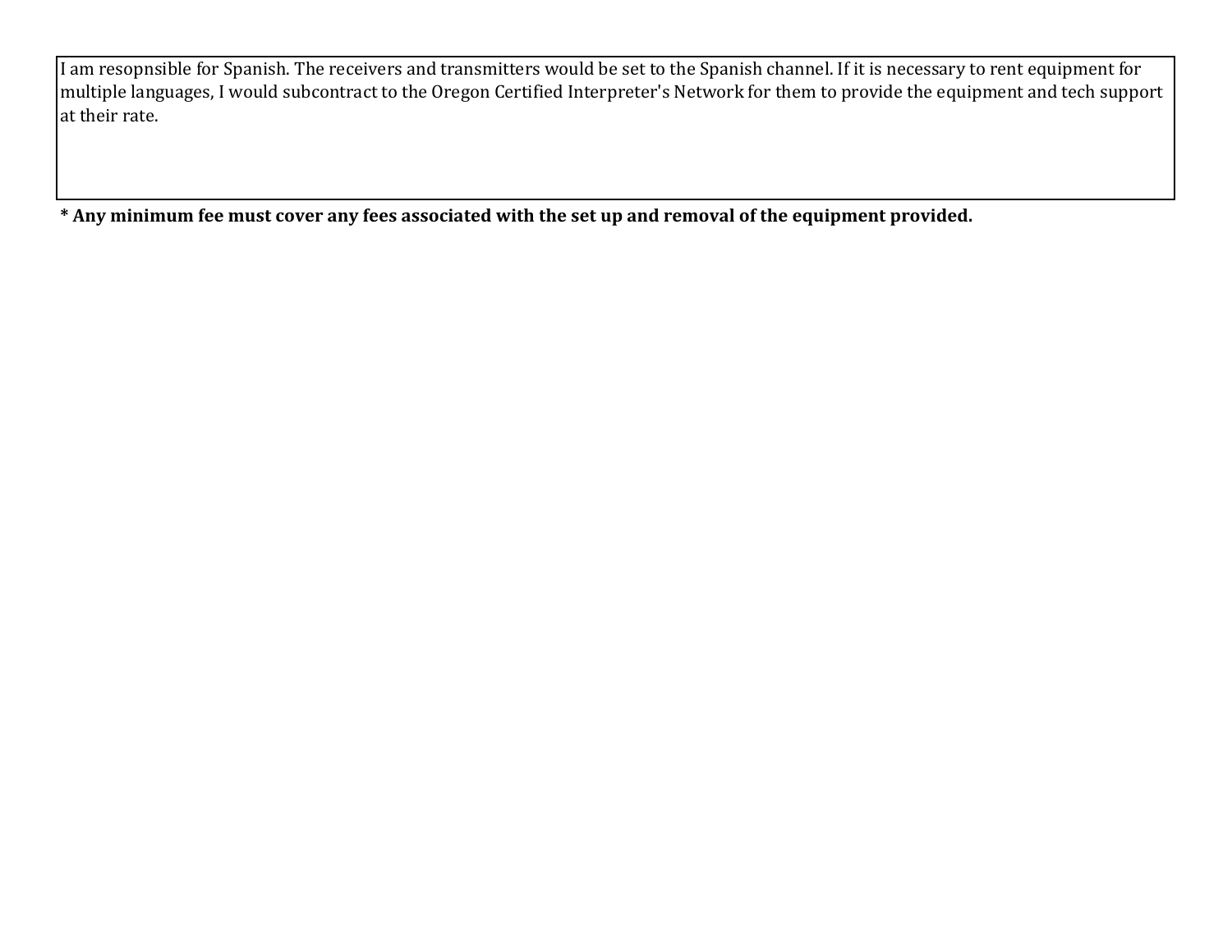I am resopnsible for Spanish. The receivers and transmitters would be set to the Spanish channel. If it is necessary to rent equipment for multiple languages, I would subcontract to the Oregon Certified Interpreter's Network for them to provide the equipment and tech support at their rate.

**\* Any minimum fee must cover any fees associated with the set up and removal of the equipment provided.**